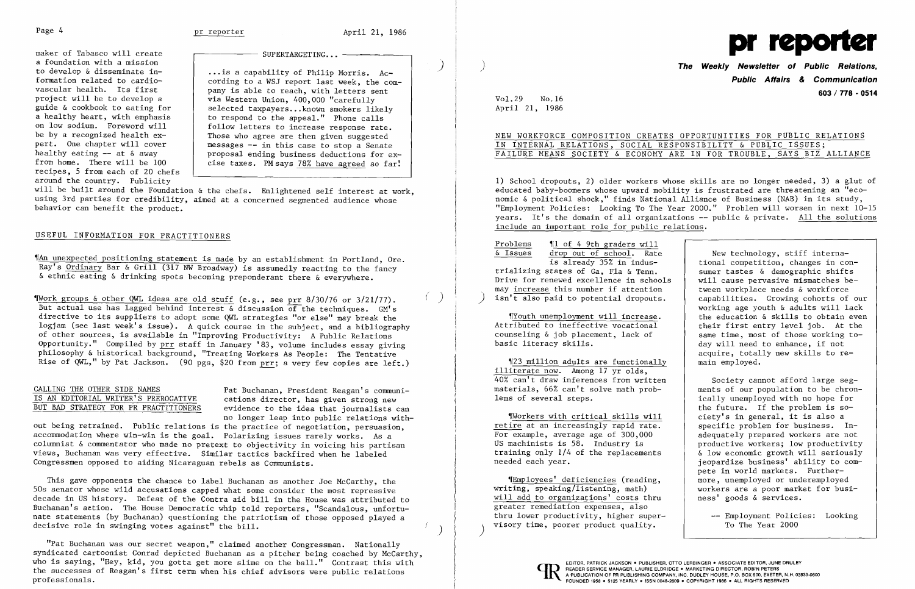maker of Tabasco will create a foundation with a mission to develop & disseminate information related to cardiovascular health. Its first project will be to develop a guide & cookbook to eating for a healthy heart, with emphasis on low sodium. Foreword will be by a recognized health expert. One chapter will cover healthy eating -- at & away from home. There will be 100 recipes, 5 from each of 20 chefs around the country. Publicity will be built around the Foundation & the chefs. Enlightened self interest at work, using 3rd parties for credibility, aimed at a concerned segmented audience whose behavior can benefit the product.

> SUPERTARGETING...
>
> ...is a capability of Philip Morris. According to a WSJ report last week, the company is able to reach, with letters sent via Western Union, 400,000 "carefully selected taxpayers...known smokers likely to respond to the appeal." Phone calls follow letters to increase response rate. Those who agree are then given suggested messages -- in this case to stop a Senate proposal ending business deductions for excise taxes. PM says 78% have agreed so far!

## USEFUL INFORMATION FOR PRACTITIONERS

¶An unexpected positioning statement is made by an establishment in Portland, Ore. Ray's Ordinary Bar & Grill (317 NW Broadway) is assumedly reacting to the fancy & ethnic eating & drinking spots becoming preponderant there & everywhere.

¶Work groups & other QWL ideas are old stuff (e.g., see prr 8/30/76 or 3/21/77). But actual use has lagged behind interest & discussion of the techniques. GM's directive to its suppliers to adopt some QWL strategies "or else" may break the logjam (see last week's issue). A quick course in the subject, and a bibliography of other sources, is available in "Improving Productivity: A Public Relations Opportunity." Compiled by prr staff in January '83, volume includes essay giving philosophy & historical background, "Treating Workers As People: The Tentative Rise of QWL," by Pat Jackson. (90 pgs, $20 from prr; a very few copies are left.)

**CALLING THE OTHER SIDE NAMES IS AN EDITORIAL WRITER'S PREROGATIVE BUT BAD STRATEGY FOR PR PRACTITIONERS**

Pat Buchanan, President Reagan's communications director, has given strong new evidence to the idea that journalists can no longer leap into public relations without being retrained. Public relations is the practice of negotiation, persuasion, accommodation where win-win is the goal. Polarizing issues rarely works. As a columnist & commentator who made no pretext to objectivity in voicing his partisan views, Buchanan was very effective. Similar tactics backfired when he labeled Congressmen opposed to aiding Nicaraguan rebels as Communists.

This gave opponents the chance to label Buchanan as another Joe McCarthy, the 50s senator whose wild accusations capped what some consider the most repressive decade in US history. Defeat of the Contra aid bill in the House was attributed to Buchanan's action. The House Democratic whip told reporters, "Scandalous, unfortunate statements (by Buchanan) questioning the patriotism of those opposed played a decisive role in swinging votes against" the bill.

"Pat Buchanan was our secret weapon," claimed another Congressman. Nationally syndicated cartoonist Conrad depicted Buchanan as a pitcher being coached by McCarthy, who is saying, "Hey, kid, you gotta get more slime on the ball." Contrast this with the successes of Reagan's first term when his chief advisors were public relations professionals.

# pr reporter

**The Weekly Newsletter of Public Relations, Public Affairs & Communication**

603 / 778 - 0514

Vol.29 No.16
April 21, 1986

## NEW WORKFORCE COMPOSITION CREATES OPPORTUNITIES FOR PUBLIC RELATIONS IN INTERNAL RELATIONS, SOCIAL RESPONSIBILITY & PUBLIC ISSUES; FAILURE MEANS SOCIETY & ECONOMY ARE IN FOR TROUBLE, SAYS BIZ ALLIANCE

1) School dropouts, 2) older workers whose skills are no longer needed, 3) a glut of educated baby-boomers whose upward mobility is frustrated are threatening an "economic & political shock," finds National Alliance of Business (NAB) in its study, "Employment Policies: Looking To The Year 2000." Problem will worsen in next 10-15 years. It's the domain of all organizations -- public & private. All the solutions include an important role for public relations.

**Problems & Issues**

¶1 of 4 9th graders will drop out of school. Rate is already 35% in industrializing states of Ga, Fla & Tenn. Drive for renewed excellence in schools may increase this number if attention isn't also paid to potential dropouts.

¶Youth unemployment will increase. Attributed to ineffective vocational counseling & job placement, lack of basic literacy skills.

¶23 million adults are functionally illiterate now. Among 17 yr olds, 40% can't draw inferences from written materials, 66% can't solve math problems of several steps.

¶Workers with critical skills will retire at an increasingly rapid rate. For example, average age of 300,000 US machinists is 58. Industry is training only 1/4 of the replacements needed each year.

¶Employees' deficiencies (reading, writing, speaking/listening, math) will add to organizations' costs thru greater remediation expenses, also thru lower productivity, higher supervisory time, poorer product quality.

> New technology, stiff international competition, changes in consumer tastes & demographic shifts will cause pervasive mismatches between workplace needs & workforce capabilities. Growing cohorts of our working age youth & adults will lack the education & skills to obtain even their first entry level job. At the same time, most of those working today will need to enhance, if not acquire, totally new skills to remain employed.
>
> Society cannot afford large segments of our population to be chronically unemployed with no hope for the future. If the problem is society's in general, it is also a specific problem for business. Inadequately prepared workers are not productive workers; low productivity & low economic growth will seriously jeopardize business' ability to compete in world markets. Furthermore, unemployed or underemployed workers are a poor market for business' goods & services.
>
> -- Employment Policies: Looking To The Year 2000

EDITOR, PATRICK JACKSON • PUBLISHER, OTTO LERBINGER • ASSOCIATE EDITOR, JUNE DRULEY
READER SERVICE MANAGER, LAURIE ELDRIDGE • MARKETING DIRECTOR, ROBIN PETERS
A PUBLICATION OF PR PUBLISHING COMPANY, INC. DUDLEY HOUSE, P.O. BOX 600, EXETER, N.H. 03833-0600
FOUNDED 1958 • $125 YEARLY • ISSN 0048-2609 • COPYRIGHT 1986 • ALL RIGHTS RESERVED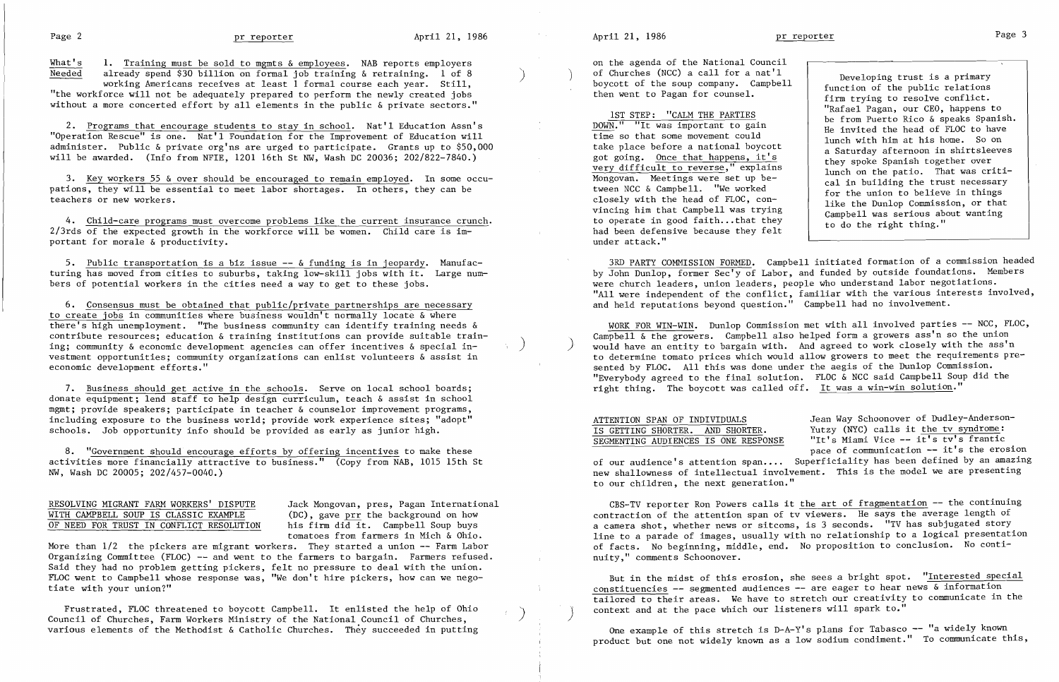**What's Needed**

1. Training must be sold to mgmts & employees. NAB reports employers already spend $30 billion on formal job training & retraining. 1 of 8 working Americans receives at least 1 formal course each year. Still, "the workforce will not be adequately prepared to perform the newly created jobs without a more concerted effort by all elements in the public & private sectors."

2. Programs that encourage students to stay in school. Nat'l Education Assn's "Operation Rescue" is one. Nat'l Foundation for the Improvement of Education will administer. Public & private org'ns are urged to participate. Grants up to $50,000 will be awarded. (Info from NFIE, 1201 16th St NW, Wash DC 20036; 202/822-7840.)

3. Key workers 55 & over should be encouraged to remain employed. In some occupations, they will be essential to meet labor shortages. In others, they can be teachers or new workers.

4. Child-care programs must overcome problems like the current insurance crunch. 2/3rds of the expected growth in the workforce will be women. Child care is important for morale & productivity.

5. Public transportation is a biz issue -- & funding is in jeopardy. Manufacturing has moved from cities to suburbs, taking low-skill jobs with it. Large numbers of potential workers in the cities need a way to get to these jobs.

6. Consensus must be obtained that public/private partnerships are necessary to create jobs in communities where business wouldn't normally locate & where there's high unemployment. "The business community can identify training needs & contribute resources; education & training institutions can provide suitable training; community & economic development agencies can offer incentives & special investment opportunities; community organizations can enlist volunteers & assist in economic development efforts."

7. Business should get active in the schools. Serve on local school boards; donate equipment; lend staff to help design curriculum, teach & assist in school mgmt; provide speakers; participate in teacher & counselor improvement programs, including exposure to the business world; provide work experience sites; "adopt" schools. Job opportunity info should be provided as early as junior high.

8. "Government should encourage efforts by offering incentives to make these activities more financially attractive to business." (Copy from NAB, 1015 15th St NW, Wash DC 20005; 202/457-0040.)

**RESOLVING MIGRANT FARM WORKERS' DISPUTE WITH CAMPBELL SOUP IS CLASSIC EXAMPLE OF NEED FOR TRUST IN CONFLICT RESOLUTION**

Jack Mongovan, pres, Pagan International (DC), gave prr the background on how his firm did it. Campbell Soup buys tomatoes from farmers in Mich & Ohio. More than 1/2 the pickers are migrant workers. They started a union -- Farm Labor Organizing Committee (FLOC) -- and went to the farmers to bargain. Farmers refused. Said they had no problem getting pickers, felt no pressure to deal with the union. FLOC went to Campbell whose response was, "We don't hire pickers, how can we negotiate with your union?"

Frustrated, FLOC threatened to boycott Campbell. It enlisted the help of Ohio Council of Churches, Farm Workers Ministry of the National Council of Churches, various elements of the Methodist & Catholic Churches. They succeeded in putting on the agenda of the National Council of Churches (NCC) a call for a nat'l boycott of the soup company. Campbell then went to Pagan for counsel.

1ST STEP: "CALM THE PARTIES DOWN." "It was important to gain time so that some movement could take place before a national boycott got going. Once that happens, it's very difficult to reverse," explains Mongovan. Meetings were set up between NCC & Campbell. "We worked closely with the head of FLOC, convincing him that Campbell was trying to operate in good faith...that they had been defensive because they felt under attack."

> Developing trust is a primary function of the public relations firm trying to resolve conflict. "Rafael Pagan, our CEO, happens to be from Puerto Rico & speaks Spanish. He invited the head of FLOC to have lunch with him at his home. So on a Saturday afternoon in shirtsleeves they spoke Spanish together over lunch on the patio. That was critical in building the trust necessary for the union to believe in things like the Dunlop Commission, or that Campbell was serious about wanting to do the right thing."

3RD PARTY COMMISSION FORMED. Campbell initiated formation of a commission headed by John Dunlop, former Sec'y of Labor, and funded by outside foundations. Members were church leaders, union leaders, people who understand labor negotiations. "All were independent of the conflict, familiar with the various interests involved, and held reputations beyond question." Campbell had no involvement.

WORK FOR WIN-WIN. Dunlop Commission met with all involved parties -- NCC, FLOC, Campbell & the growers. Campbell also helped form a growers ass'n so the union would have an entity to bargain with. And agreed to work closely with the ass'n to determine tomato prices which would allow growers to meet the requirements presented by FLOC. All this was done under the aegis of the Dunlop Commission. "Everybody agreed to the final solution. FLOC & NCC said Campbell Soup did the right thing. The boycott was called off. It was a win-win solution."

**ATTENTION SPAN OF INDIVIDUALS IS GETTING SHORTER. AND SHORTER. SEGMENTING AUDIENCES IS ONE RESPONSE**

Jean Way Schoonover of Dudley-Anderson-Yutzy (NYC) calls it the tv syndrome: "It's Miami Vice -- it's tv's frantic pace of communication -- it's the erosion of our audience's attention span.... Superficiality has been defined by an amazing new shallowness of intellectual involvement. This is the model we are presenting to our children, the next generation."

CBS-TV reporter Ron Powers calls it the art of fragmentation -- the continuing contraction of the attention span of tv viewers. He says the average length of a camera shot, whether news or sitcoms, is 3 seconds. "TV has subjugated story line to a parade of images, usually with no relationship to a logical presentation of facts. No beginning, middle, end. No proposition to conclusion. No continuity," comments Schoonover.

But in the midst of this erosion, she sees a bright spot. "Interested special constituencies -- segmented audiences -- are eager to hear news & information tailored to their areas. We have to stretch our creativity to communicate in the context and at the pace which our listeners will spark to."

One example of this stretch is D-A-Y's plans for Tabasco -- "a widely known product but one not widely known as a low sodium condiment." To communicate this,